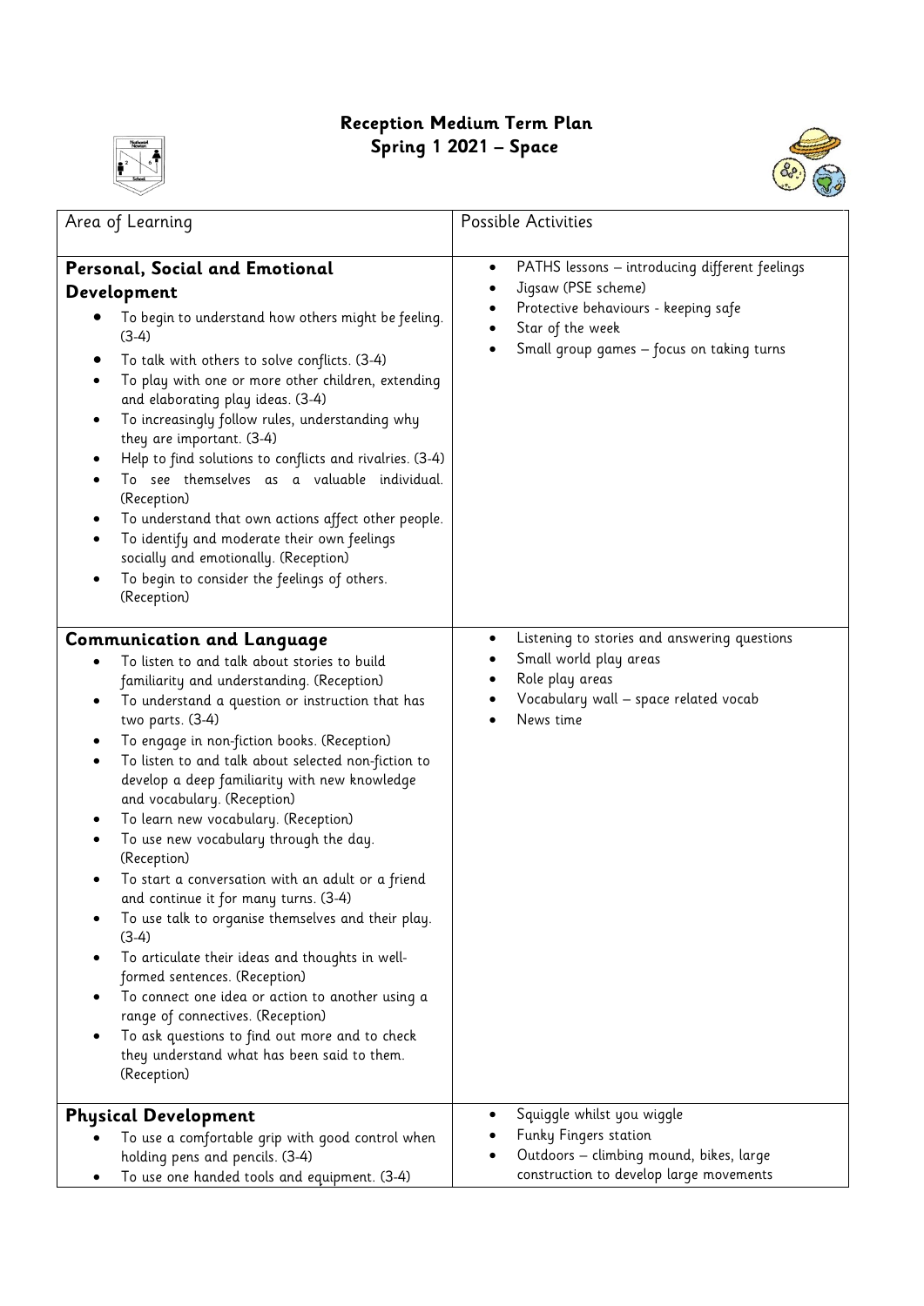# Reception Medium Term Plan
## Spring 1 2021 – Space

| Area of Learning | Possible Activities |
| --- | --- |
| **Personal, Social and Emotional Development**<br>• To begin to understand how others might be feeling. (3-4)<br>• To talk with others to solve conflicts. (3-4)<br>• To play with one or more other children, extending and elaborating play ideas. (3-4)<br>• To increasingly follow rules, understanding why they are important. (3-4)<br>• Help to find solutions to conflicts and rivalries. (3-4)<br>• To see themselves as a valuable individual. (Reception)<br>• To understand that own actions affect other people.<br>• To identify and moderate their own feelings socially and emotionally. (Reception)<br>• To begin to consider the feelings of others. (Reception) | • PATHS lessons – introducing different feelings<br>• Jigsaw (PSE scheme)<br>• Protective behaviours - keeping safe<br>• Star of the week<br>• Small group games – focus on taking turns |
| **Communication and Language**<br>• To listen to and talk about stories to build familiarity and understanding. (Reception)<br>• To understand a question or instruction that has two parts. (3-4)<br>• To engage in non-fiction books. (Reception)<br>• To listen to and talk about selected non-fiction to develop a deep familiarity with new knowledge and vocabulary. (Reception)<br>• To learn new vocabulary. (Reception)<br>• To use new vocabulary through the day. (Reception)<br>• To start a conversation with an adult or a friend and continue it for many turns. (3-4)<br>• To use talk to organise themselves and their play. (3-4)<br>• To articulate their ideas and thoughts in well-formed sentences. (Reception)<br>• To connect one idea or action to another using a range of connectives. (Reception)<br>• To ask questions to find out more and to check they understand what has been said to them. (Reception) | • Listening to stories and answering questions<br>• Small world play areas<br>• Role play areas<br>• Vocabulary wall – space related vocab<br>• News time |
| **Physical Development**<br>• To use a comfortable grip with good control when holding pens and pencils. (3-4)<br>• To use one handed tools and equipment. (3-4) | • Squiggle whilst you wiggle<br>• Funky Fingers station<br>• Outdoors – climbing mound, bikes, large construction to develop large movements |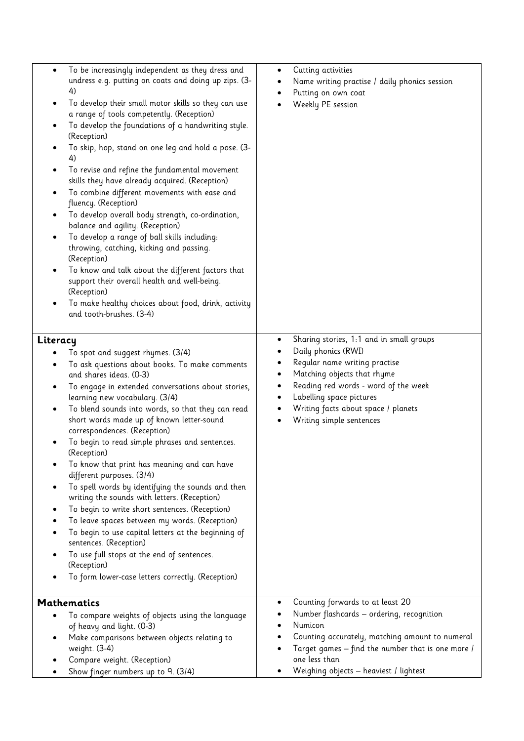| | |
|---|---|
| • To be increasingly independent as they dress and undress e.g. putting on coats and doing up zips. (3-4)<br>• To develop their small motor skills so they can use a range of tools competently. (Reception)<br>• To develop the foundations of a handwriting style. (Reception)<br>• To skip, hop, stand on one leg and hold a pose. (3-4)<br>• To revise and refine the fundamental movement skills they have already acquired. (Reception)<br>• To combine different movements with ease and fluency. (Reception)<br>• To develop overall body strength, co-ordination, balance and agility. (Reception)<br>• To develop a range of ball skills including: throwing, catching, kicking and passing. (Reception)<br>• To know and talk about the different factors that support their overall health and well-being. (Reception)<br>• To make healthy choices about food, drink, activity and tooth-brushes. (3-4) | • Cutting activities<br>• Name writing practise / daily phonics session<br>• Putting on own coat<br>• Weekly PE session |
| **Literacy**<br>• To spot and suggest rhymes. (3/4)<br>• To ask questions about books. To make comments and shares ideas. (0-3)<br>• To engage in extended conversations about stories, learning new vocabulary. (3/4)<br>• To blend sounds into words, so that they can read short words made up of known letter-sound correspondences. (Reception)<br>• To begin to read simple phrases and sentences. (Reception)<br>• To know that print has meaning and can have different purposes. (3/4)<br>• To spell words by identifying the sounds and then writing the sounds with letters. (Reception)<br>• To begin to write short sentences. (Reception)<br>• To leave spaces between my words. (Reception)<br>• To begin to use capital letters at the beginning of sentences. (Reception)<br>• To use full stops at the end of sentences. (Reception)<br>• To form lower-case letters correctly. (Reception) | • Sharing stories, 1:1 and in small groups<br>• Daily phonics (RWI)<br>• Regular name writing practise<br>• Matching objects that rhyme<br>• Reading red words - word of the week<br>• Labelling space pictures<br>• Writing facts about space / planets<br>• Writing simple sentences |
| **Mathematics**<br>• To compare weights of objects using the language of heavy and light. (0-3)<br>• Make comparisons between objects relating to weight. (3-4)<br>• Compare weight. (Reception)<br>• Show finger numbers up to 9. (3/4) | • Counting forwards to at least 20<br>• Number flashcards – ordering, recognition<br>• Numicon<br>• Counting accurately, matching amount to numeral<br>• Target games – find the number that is one more / one less than<br>• Weighing objects – heaviest / lightest |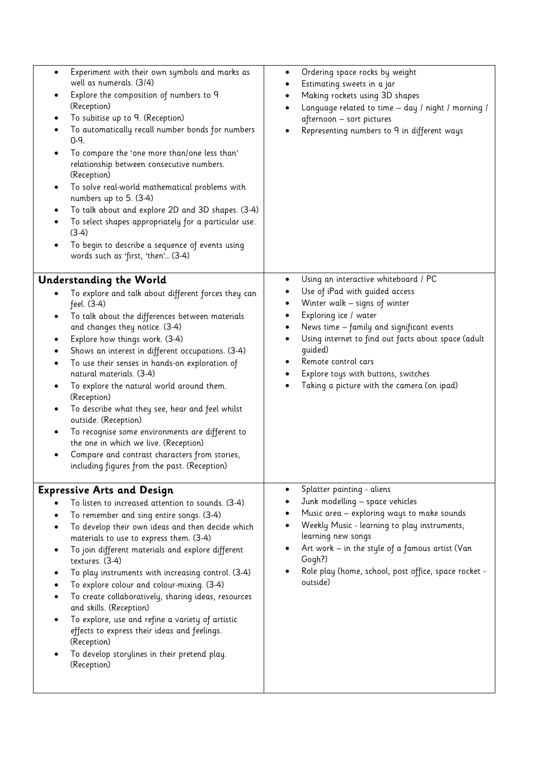| | |
|---|---|
| <ul><li>Experiment with their own symbols and marks as well as numerals. (3/4)</li><li>Explore the composition of numbers to 9 (Reception)</li><li>To subitise up to 9. (Reception)</li><li>To automatically recall number bonds for numbers 0-9.</li><li>To compare the 'one more than/one less than' relationship between consecutive numbers. (Reception)</li><li>To solve real-world mathematical problems with numbers up to 5. (3-4)</li><li>To talk about and explore 2D and 3D shapes. (3-4)</li><li>To select shapes appropriately for a particular use. (3-4)</li><li>To begin to describe a sequence of events using words such as 'first, 'then'… (3-4)</li></ul> | <ul><li>Ordering space rocks by weight</li><li>Estimating sweets in a jar</li><li>Making rockets using 3D shapes</li><li>Language related to time – day / night / morning / afternoon – sort pictures</li><li>Representing numbers to 9 in different ways</li></ul> |
| **Understanding the World**<ul><li>To explore and talk about different forces they can feel. (3-4)</li><li>To talk about the differences between materials and changes they notice. (3-4)</li><li>Explore how things work. (3-4)</li><li>Shows an interest in different occupations. (3-4)</li><li>To use their senses in hands-on exploration of natural materials. (3-4)</li><li>To explore the natural world around them. (Reception)</li><li>To describe what they see, hear and feel whilst outside. (Reception)</li><li>To recognise some environments are different to the one in which we live. (Reception)</li><li>Compare and contrast characters from stories, including figures from the past. (Reception)</li></ul> | <ul><li>Using an interactive whiteboard / PC</li><li>Use of iPad with guided access</li><li>Winter walk – signs of winter</li><li>Exploring ice / water</li><li>News time – family and significant events</li><li>Using internet to find out facts about space (adult guided)</li><li>Remote control cars</li><li>Explore toys with buttons, switches</li><li>Taking a picture with the camera (on ipad)</li></ul> |
| **Expressive Arts and Design**<ul><li>To listen to increased attention to sounds. (3-4)</li><li>To remember and sing entire songs. (3-4)</li><li>To develop their own ideas and then decide which materials to use to express them. (3-4)</li><li>To join different materials and explore different textures. (3-4)</li><li>To play instruments with increasing control. (3-4)</li><li>To explore colour and colour-mixing. (3-4)</li><li>To create collaboratively, sharing ideas, resources and skills. (Reception)</li><li>To explore, use and refine a variety of artistic effects to express their ideas and feelings. (Reception)</li><li>To develop storylines in their pretend play. (Reception)</li></ul> | <ul><li>Splatter painting - aliens</li><li>Junk modelling – space vehicles</li><li>Music area – exploring ways to make sounds</li><li>Weekly Music - learning to play instruments, learning new songs</li><li>Art work – in the style of a famous artist (Van Gogh?)</li><li>Role play (home, school, post office, space rocket - outside)</li></ul> |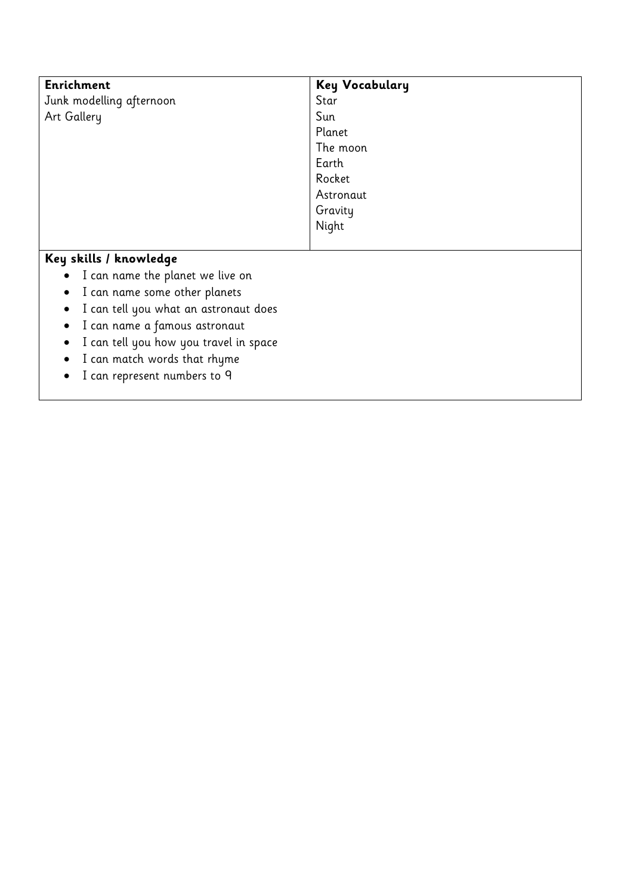| **Enrichment** | **Key Vocabulary** |
| --- | --- |
| Junk modelling afternoon<br>Art Gallery | Star<br>Sun<br>Planet<br>The moon<br>Earth<br>Rocket<br>Astronaut<br>Gravity<br>Night |

**Key skills / knowledge**

- I can name the planet we live on
- I can name some other planets
- I can tell you what an astronaut does
- I can name a famous astronaut
- I can tell you how you travel in space
- I can match words that rhyme
- I can represent numbers to 9